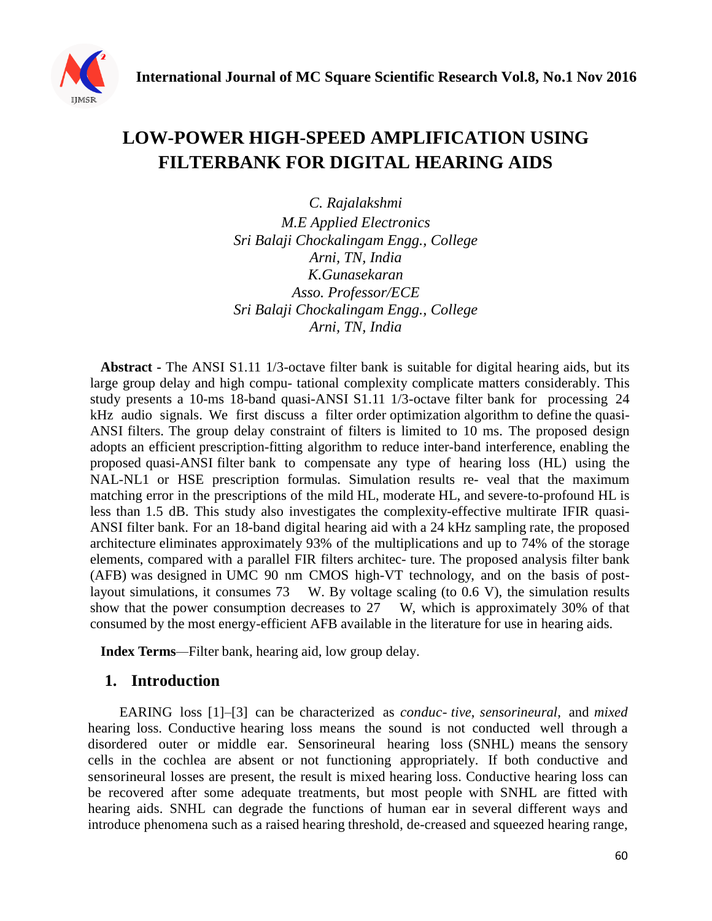# LOW-POWER HIGH-SPEED AMPLIFICATION USING FILTERBANK FOR DIGITAL HEARING AIDS

*C. Rajalakshmi*
*M.E Applied Electronics*
*Sri Balaji Chockalingam Engg., College*
*Arni, TN, India*
*K.Gunasekaran*
*Asso. Professor/ECE*
*Sri Balaji Chockalingam Engg., College*
*Arni, TN, India*

**Abstract -** The ANSI S1.11 1/3-octave filter bank is suitable for digital hearing aids, but its large group delay and high compu- tational complexity complicate matters considerably. This study presents a 10-ms 18-band quasi-ANSI S1.11 1/3-octave filter bank for processing 24 kHz audio signals. We first discuss a filter order optimization algorithm to define the quasi-ANSI filters. The group delay constraint of filters is limited to 10 ms. The proposed design adopts an efficient prescription-fitting algorithm to reduce inter-band interference, enabling the proposed quasi-ANSI filter bank to compensate any type of hearing loss (HL) using the NAL-NL1 or HSE prescription formulas. Simulation results re- veal that the maximum matching error in the prescriptions of the mild HL, moderate HL, and severe-to-profound HL is less than 1.5 dB. This study also investigates the complexity-effective multirate IFIR quasi-ANSI filter bank. For an 18-band digital hearing aid with a 24 kHz sampling rate, the proposed architecture eliminates approximately 93% of the multiplications and up to 74% of the storage elements, compared with a parallel FIR filters architec- ture. The proposed analysis filter bank (AFB) was designed in UMC 90 nm CMOS high-VT technology, and on the basis of post-layout simulations, it consumes 73 W. By voltage scaling (to 0.6 V), the simulation results show that the power consumption decreases to 27 W, which is approximately 30% of that consumed by the most energy-efficient AFB available in the literature for use in hearing aids.

**Index Terms**—Filter bank, hearing aid, low group delay.

## 1. Introduction

EARING loss [1]–[3] can be characterized as *conduc- tive*, *sensorineural*, and *mixed* hearing loss. Conductive hearing loss means the sound is not conducted well through a disordered outer or middle ear. Sensorineural hearing loss (SNHL) means the sensory cells in the cochlea are absent or not functioning appropriately. If both conductive and sensorineural losses are present, the result is mixed hearing loss. Conductive hearing loss can be recovered after some adequate treatments, but most people with SNHL are fitted with hearing aids. SNHL can degrade the functions of human ear in several different ways and introduce phenomena such as a raised hearing threshold, de-creased and squeezed hearing range,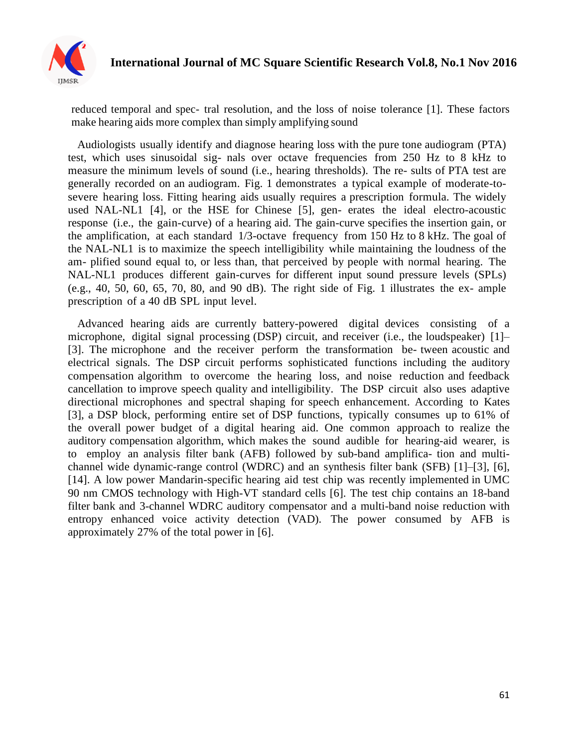reduced temporal and spec- tral resolution, and the loss of noise tolerance [1]. These factors make hearing aids more complex than simply amplifying sound

Audiologists usually identify and diagnose hearing loss with the pure tone audiogram (PTA) test, which uses sinusoidal sig- nals over octave frequencies from 250 Hz to 8 kHz to measure the minimum levels of sound (i.e., hearing thresholds). The re- sults of PTA test are generally recorded on an audiogram. Fig. 1 demonstrates a typical example of moderate-to-severe hearing loss. Fitting hearing aids usually requires a prescription formula. The widely used NAL-NL1 [4], or the HSE for Chinese [5], gen- erates the ideal electro-acoustic response (i.e., the gain-curve) of a hearing aid. The gain-curve specifies the insertion gain, or the amplification, at each standard 1/3-octave frequency from 150 Hz to 8 kHz. The goal of the NAL-NL1 is to maximize the speech intelligibility while maintaining the loudness of the am- plified sound equal to, or less than, that perceived by people with normal hearing. The NAL-NL1 produces different gain-curves for different input sound pressure levels (SPLs) (e.g., 40, 50, 60, 65, 70, 80, and 90 dB). The right side of Fig. 1 illustrates the ex- ample prescription of a 40 dB SPL input level.

Advanced hearing aids are currently battery-powered digital devices consisting of a microphone, digital signal processing (DSP) circuit, and receiver (i.e., the loudspeaker) [1]–[3]. The microphone and the receiver perform the transformation be- tween acoustic and electrical signals. The DSP circuit performs sophisticated functions including the auditory compensation algorithm to overcome the hearing loss, and noise reduction and feedback cancellation to improve speech quality and intelligibility. The DSP circuit also uses adaptive directional microphones and spectral shaping for speech enhancement. According to Kates [3], a DSP block, performing entire set of DSP functions, typically consumes up to 61% of the overall power budget of a digital hearing aid. One common approach to realize the auditory compensation algorithm, which makes the sound audible for hearing-aid wearer, is to employ an analysis filter bank (AFB) followed by sub-band amplifica- tion and multi-channel wide dynamic-range control (WDRC) and an synthesis filter bank (SFB) [1]–[3], [6], [14]. A low power Mandarin-specific hearing aid test chip was recently implemented in UMC 90 nm CMOS technology with High-VT standard cells [6]. The test chip contains an 18-band filter bank and 3-channel WDRC auditory compensator and a multi-band noise reduction with entropy enhanced voice activity detection (VAD). The power consumed by AFB is approximately 27% of the total power in [6].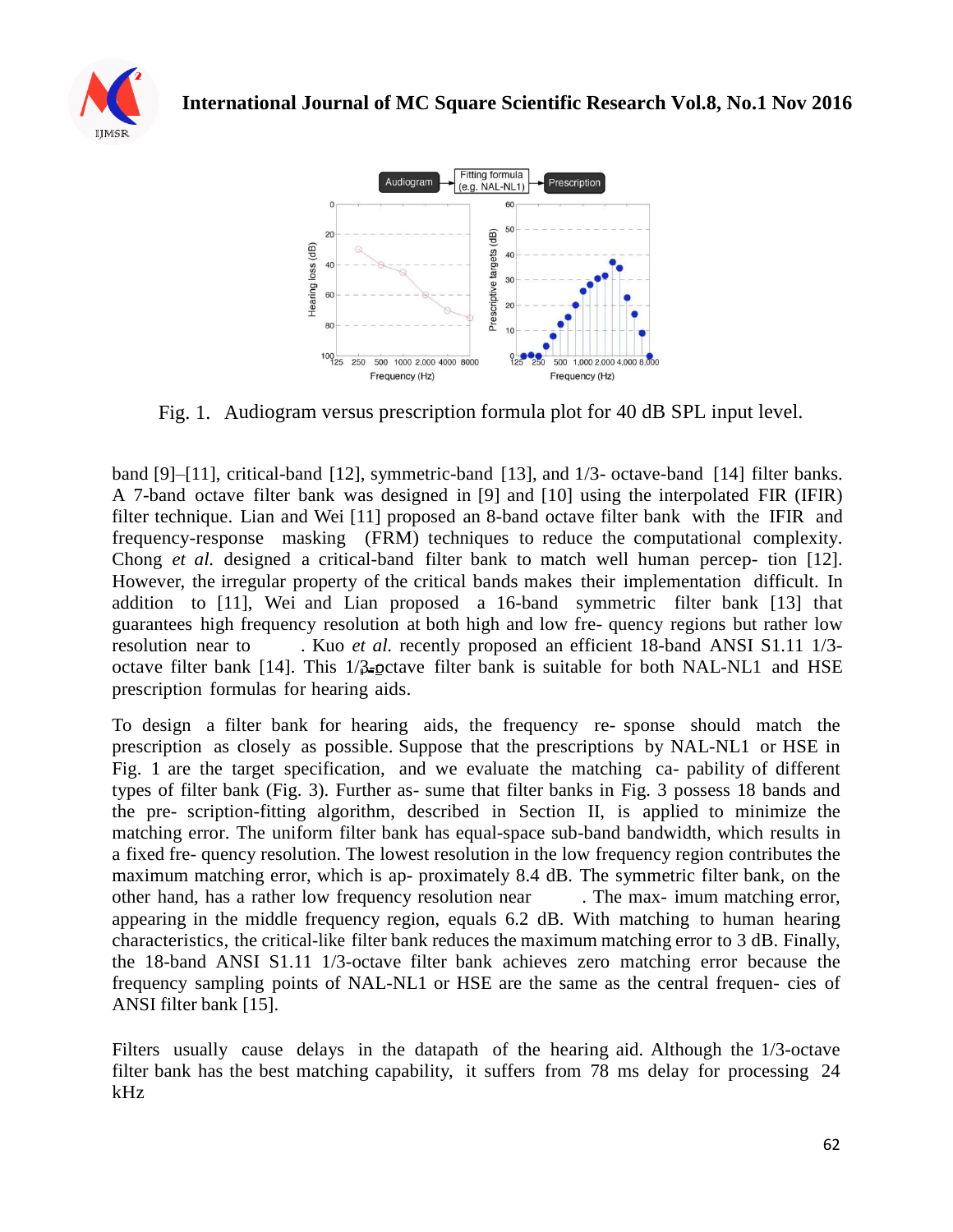Fig. 1. Audiogram versus prescription formula plot for 40 dB SPL input level.

band [9]–[11], critical-band [12], symmetric-band [13], and 1/3- octave-band [14] filter banks. A 7-band octave filter bank was designed in [9] and [10] using the interpolated FIR (IFIR) filter technique. Lian and Wei [11] proposed an 8-band octave filter bank with the IFIR and frequency-response masking (FRM) techniques to reduce the computational complexity. Chong *et al.* designed a critical-band filter bank to match well human percep- tion [12]. However, the irregular property of the critical bands makes their implementation difficult. In addition to [11], Wei and Lian proposed a 16-band symmetric filter bank [13] that guarantees high frequency resolution at both high and low fre- quency regions but rather low resolution near to . Kuo *et al.* recently proposed an efficient 18-band ANSI S1.11 1/3-octave filter bank [14]. This 1/3-octave filter bank is suitable for both NAL-NL1 and HSE prescription formulas for hearing aids.

To design a filter bank for hearing aids, the frequency re- sponse should match the prescription as closely as possible. Suppose that the prescriptions by NAL-NL1 or HSE in Fig. 1 are the target specification, and we evaluate the matching ca- pability of different types of filter bank (Fig. 3). Further as- sume that filter banks in Fig. 3 possess 18 bands and the pre- scription-fitting algorithm, described in Section II, is applied to minimize the matching error. The uniform filter bank has equal-space sub-band bandwidth, which results in a fixed fre- quency resolution. The lowest resolution in the low frequency region contributes the maximum matching error, which is ap- proximately 8.4 dB. The symmetric filter bank, on the other hand, has a rather low frequency resolution near . The max- imum matching error, appearing in the middle frequency region, equals 6.2 dB. With matching to human hearing characteristics, the critical-like filter bank reduces the maximum matching error to 3 dB. Finally, the 18-band ANSI S1.11 1/3-octave filter bank achieves zero matching error because the frequency sampling points of NAL-NL1 or HSE are the same as the central frequen- cies of ANSI filter bank [15].

Filters usually cause delays in the datapath of the hearing aid. Although the 1/3-octave filter bank has the best matching capability, it suffers from 78 ms delay for processing 24 kHz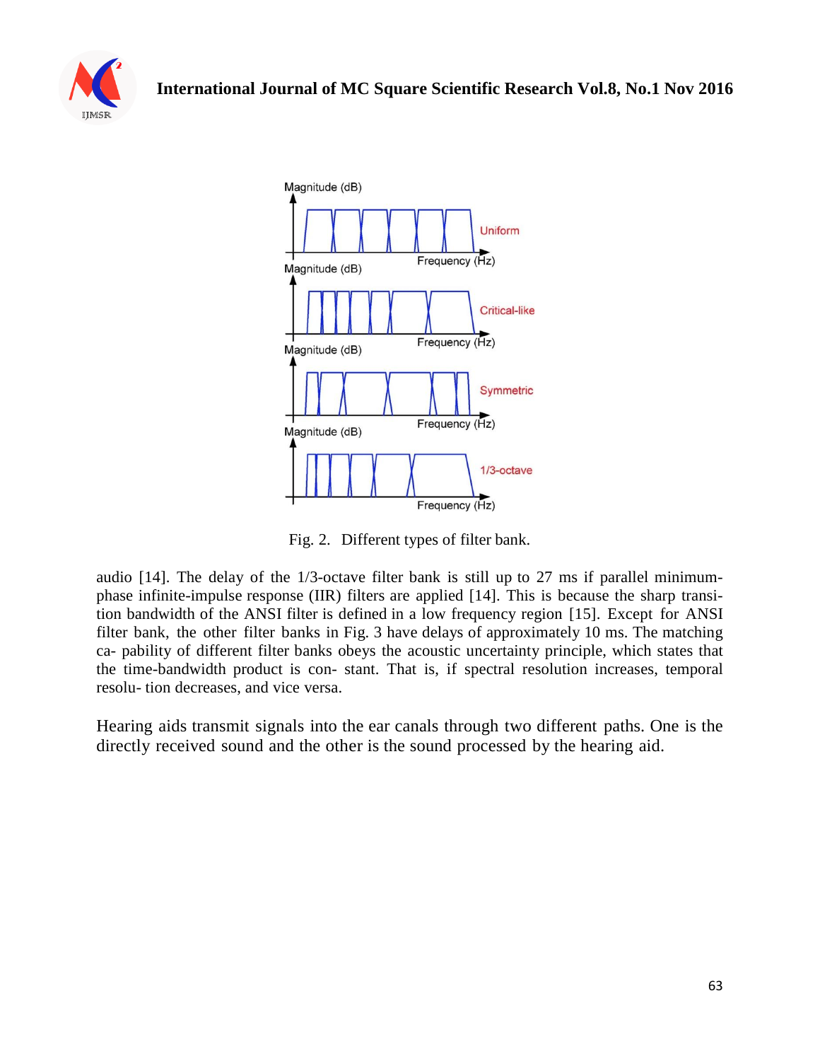Fig. 2. Different types of filter bank.

audio [14]. The delay of the 1/3-octave filter bank is still up to 27 ms if parallel minimum-phase infinite-impulse response (IIR) filters are applied [14]. This is because the sharp transi- tion bandwidth of the ANSI filter is defined in a low frequency region [15]. Except for ANSI filter bank, the other filter banks in Fig. 3 have delays of approximately 10 ms. The matching ca- pability of different filter banks obeys the acoustic uncertainty principle, which states that the time-bandwidth product is con- stant. That is, if spectral resolution increases, temporal resolu- tion decreases, and vice versa.

Hearing aids transmit signals into the ear canals through two different paths. One is the directly received sound and the other is the sound processed by the hearing aid.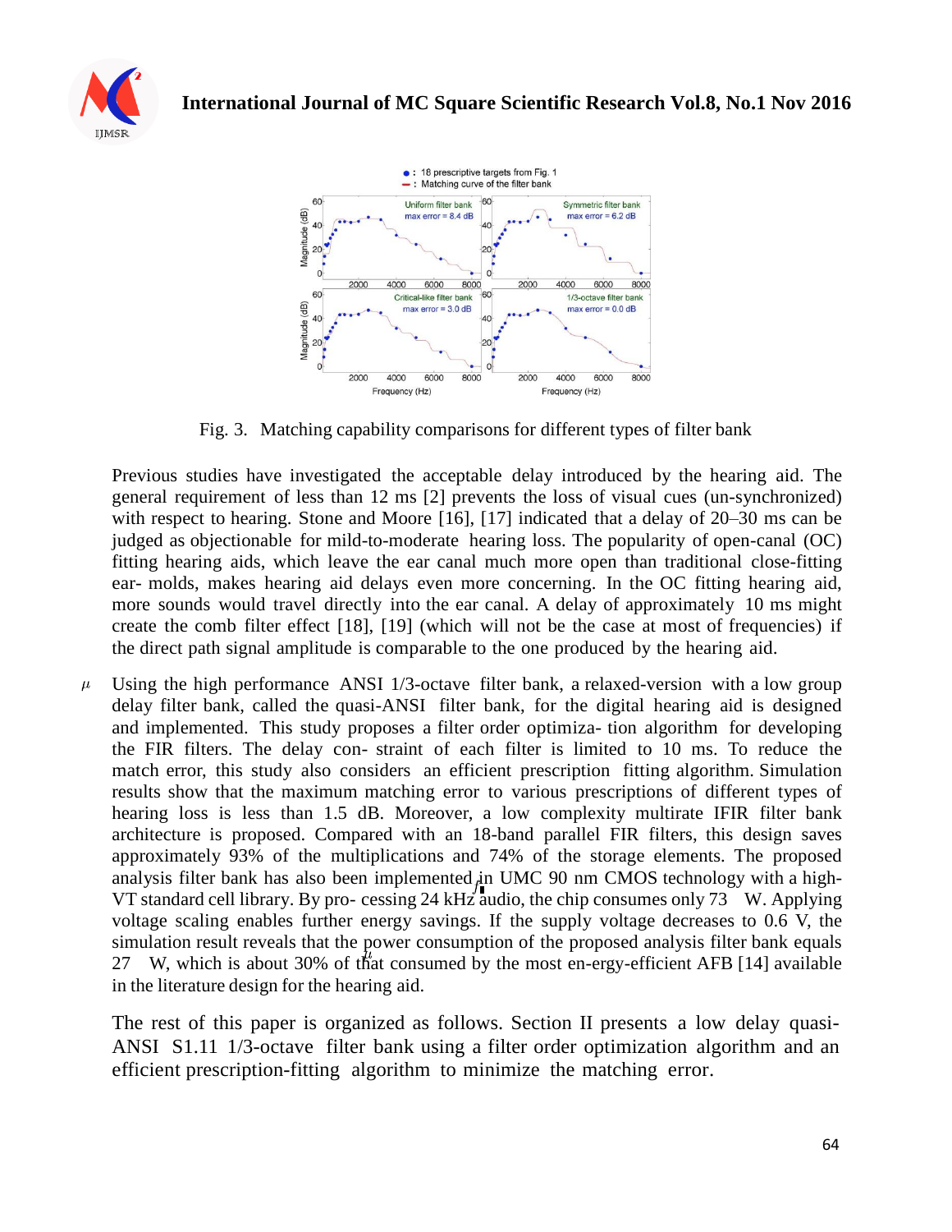Fig. 3. Matching capability comparisons for different types of filter bank

Previous studies have investigated the acceptable delay introduced by the hearing aid. The general requirement of less than 12 ms [2] prevents the loss of visual cues (un-synchronized) with respect to hearing. Stone and Moore [16], [17] indicated that a delay of 20–30 ms can be judged as objectionable for mild-to-moderate hearing loss. The popularity of open-canal (OC) fitting hearing aids, which leave the ear canal much more open than traditional close-fitting ear- molds, makes hearing aid delays even more concerning. In the OC fitting hearing aid, more sounds would travel directly into the ear canal. A delay of approximately 10 ms might create the comb filter effect [18], [19] (which will not be the case at most of frequencies) if the direct path signal amplitude is comparable to the one produced by the hearing aid.

Using the high performance ANSI 1/3-octave filter bank, a relaxed-version with a low group delay filter bank, called the quasi-ANSI filter bank, for the digital hearing aid is designed and implemented. This study proposes a filter order optimiza- tion algorithm for developing the FIR filters. The delay con- straint of each filter is limited to 10 ms. To reduce the match error, this study also considers an efficient prescription fitting algorithm. Simulation results show that the maximum matching error to various prescriptions of different types of hearing loss is less than 1.5 dB. Moreover, a low complexity multirate IFIR filter bank architecture is proposed. Compared with an 18-band parallel FIR filters, this design saves approximately 93% of the multiplications and 74% of the storage elements. The proposed analysis filter bank has also been implemented in UMC 90 nm CMOS technology with a high-VT standard cell library. By pro- cessing 24 kHz audio, the chip consumes only 73 $\mu$W. Applying voltage scaling enables further energy savings. If the supply voltage decreases to 0.6 V, the simulation result reveals that the power consumption of the proposed analysis filter bank equals 27 $\mu$W, which is about 30% of that consumed by the most en-ergy-efficient AFB [14] available in the literature design for the hearing aid.

The rest of this paper is organized as follows. Section II presents a low delay quasi-ANSI S1.11 1/3-octave filter bank using a filter order optimization algorithm and an efficient prescription-fitting algorithm to minimize the matching error.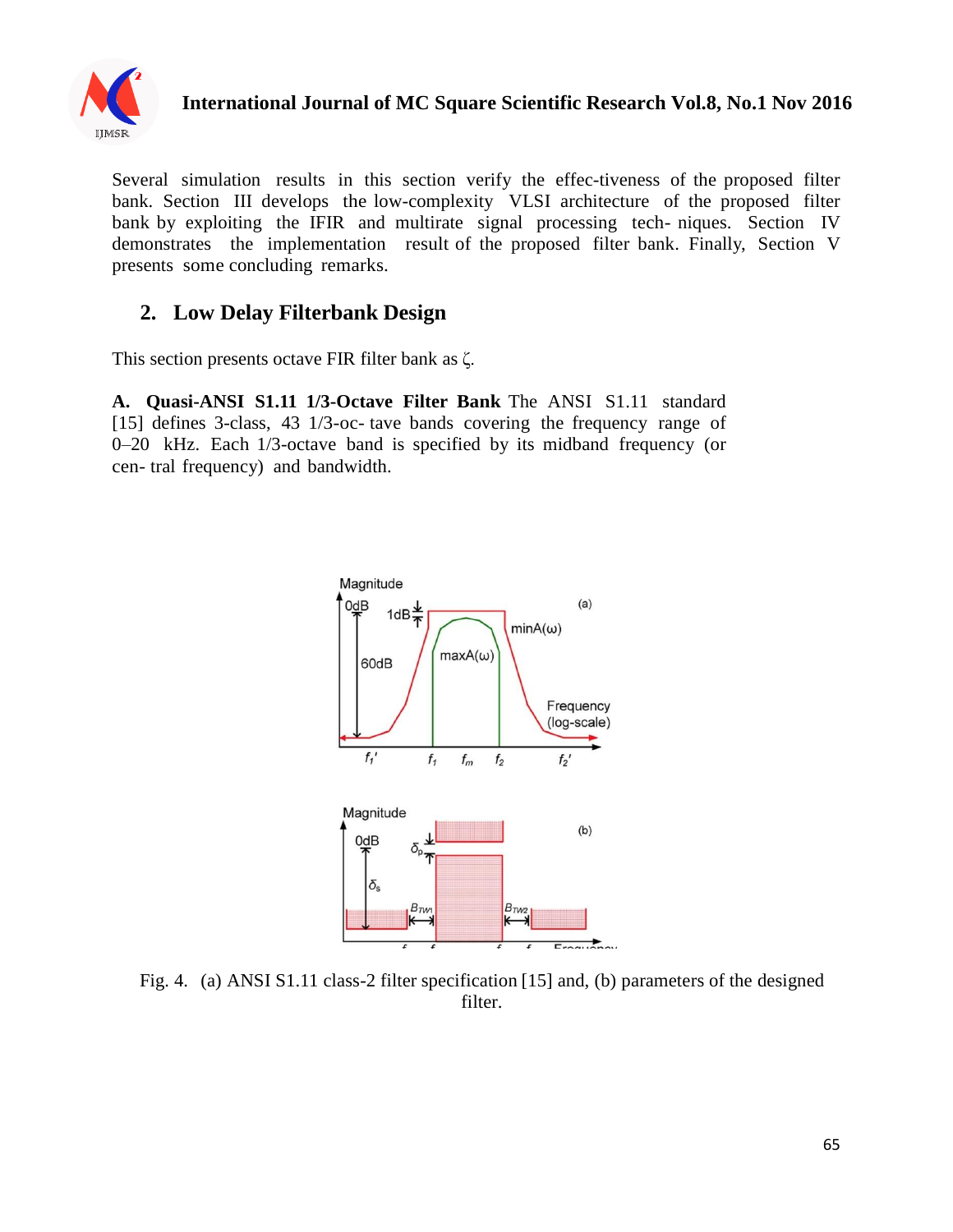Several simulation results in this section verify the effec-tiveness of the proposed filter bank. Section III develops the low-complexity VLSI architecture of the proposed filter bank by exploiting the IFIR and multirate signal processing tech- niques. Section IV demonstrates the implementation result of the proposed filter bank. Finally, Section V presents some concluding remarks.

## 2. Low Delay Filterbank Design

This section presents octave FIR filter bank as ζ.

**A. Quasi-ANSI S1.11 1/3-Octave Filter Bank** The ANSI S1.11 standard [15] defines 3-class, 43 1/3-oc- tave bands covering the frequency range of 0–20 kHz. Each 1/3-octave band is specified by its midband frequency (or cen- tral frequency) and bandwidth.

Fig. 4. (a) ANSI S1.11 class-2 filter specification [15] and, (b) parameters of the designed filter.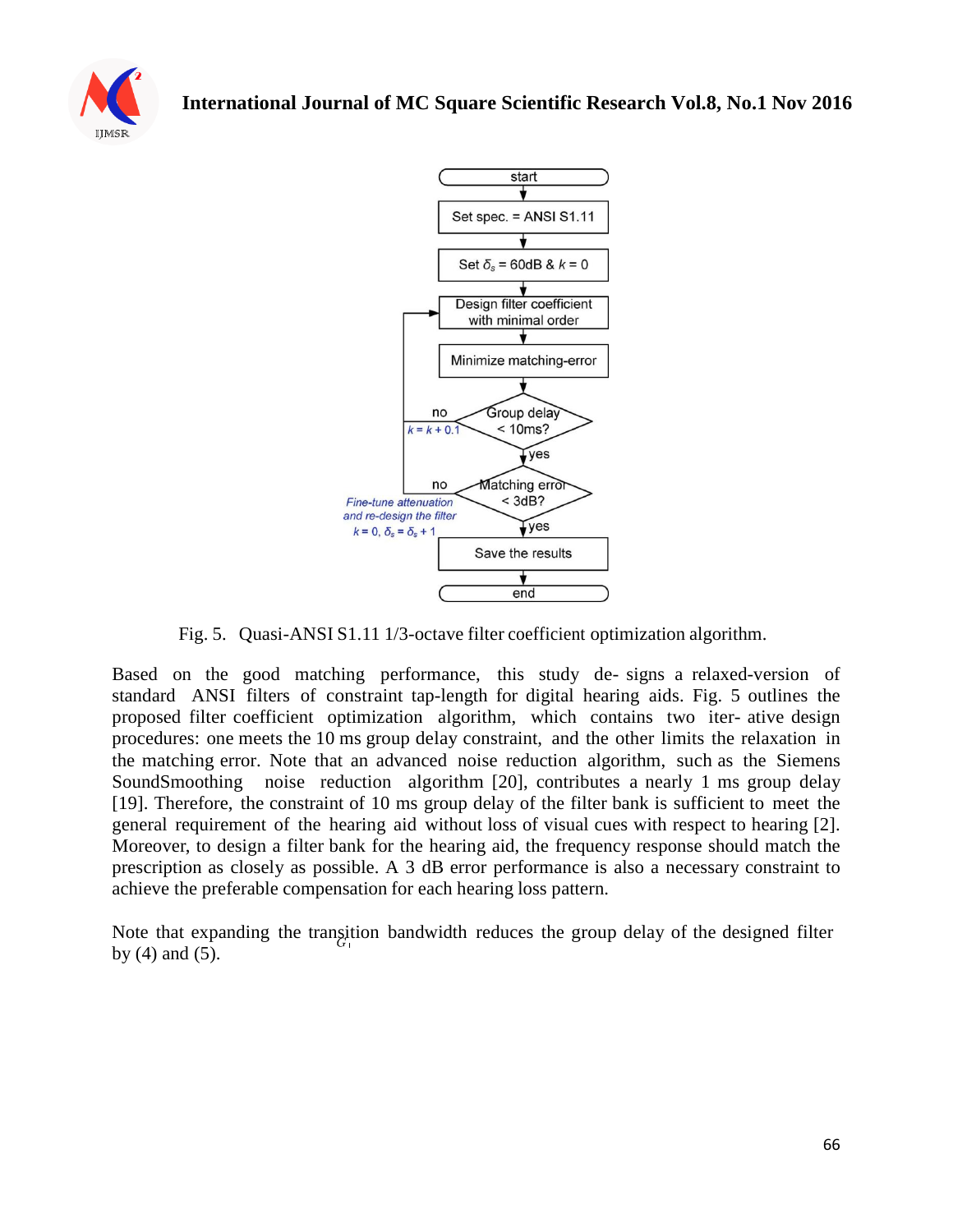Fig. 5. Quasi-ANSI S1.11 1/3-octave filter coefficient optimization algorithm.

Based on the good matching performance, this study de- signs a relaxed-version of standard ANSI filters of constraint tap-length for digital hearing aids. Fig. 5 outlines the proposed filter coefficient optimization algorithm, which contains two iter- ative design procedures: one meets the 10 ms group delay constraint, and the other limits the relaxation in the matching error. Note that an advanced noise reduction algorithm, such as the Siemens SoundSmoothing noise reduction algorithm [20], contributes a nearly 1 ms group delay [19]. Therefore, the constraint of 10 ms group delay of the filter bank is sufficient to meet the general requirement of the hearing aid without loss of visual cues with respect to hearing [2]. Moreover, to design a filter bank for the hearing aid, the frequency response should match the prescription as closely as possible. A 3 dB error performance is also a necessary constraint to achieve the preferable compensation for each hearing loss pattern.

Note that expanding the transition bandwidth reduces the group delay of the designed filter by (4) and (5).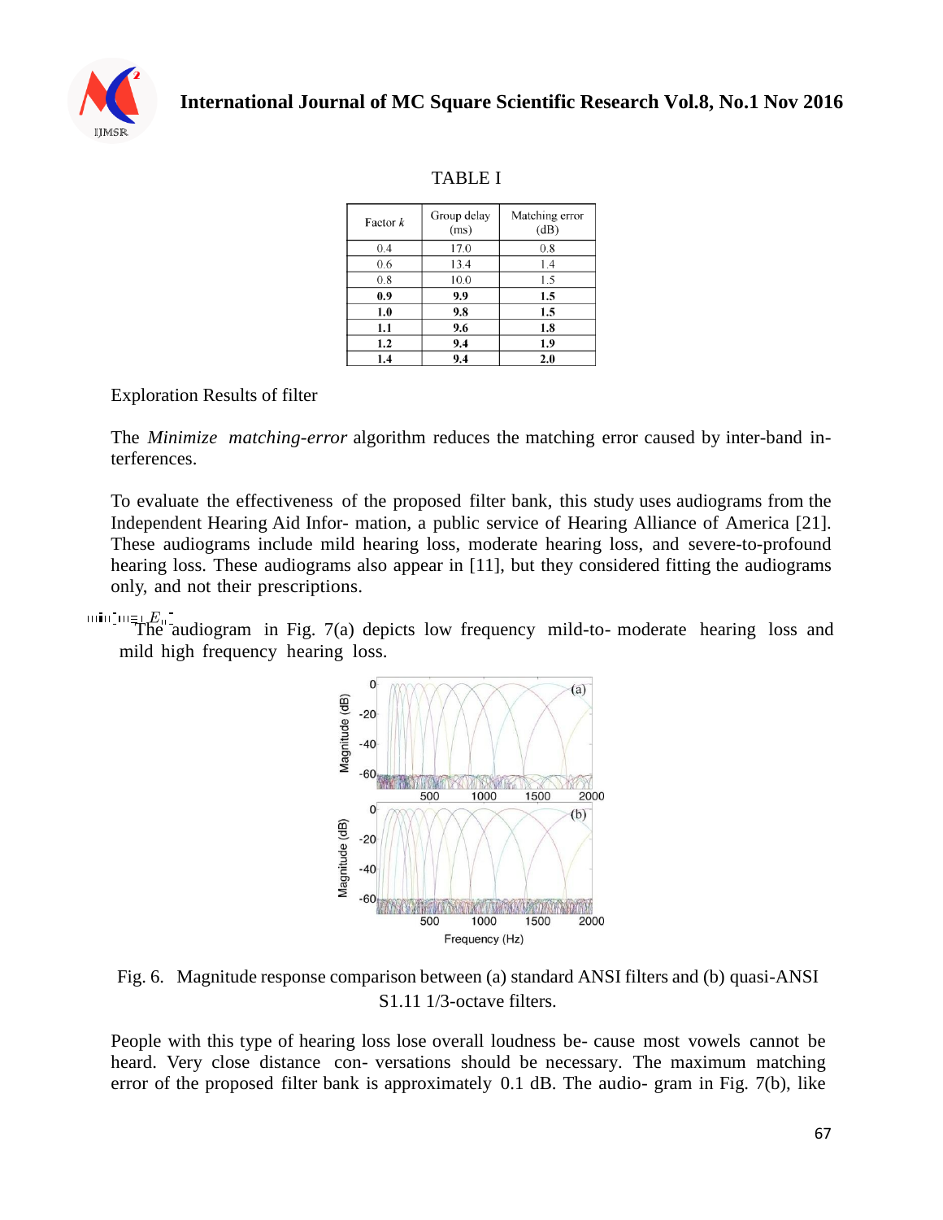TABLE I

| Factor $k$ | Group delay (ms) | Matching error (dB) |
|---|---|---|
| 0.4 | 17.0 | 0.8 |
| 0.6 | 13.4 | 1.4 |
| 0.8 | 10.0 | 1.5 |
| **0.9** | **9.9** | **1.5** |
| **1.0** | **9.8** | **1.5** |
| **1.1** | **9.6** | **1.8** |
| **1.2** | **9.4** | **1.9** |
| **1.4** | **9.4** | **2.0** |

Exploration Results of filter

The *Minimize matching-error* algorithm reduces the matching error caused by inter-band interferences.

To evaluate the effectiveness of the proposed filter bank, this study uses audiograms from the Independent Hearing Aid Infor- mation, a public service of Hearing Alliance of America [21]. These audiograms include mild hearing loss, moderate hearing loss, and severe-to-profound hearing loss. These audiograms also appear in [11], but they considered fitting the audiograms only, and not their prescriptions.

The audiogram in Fig. 7(a) depicts low frequency mild-to- moderate hearing loss and mild high frequency hearing loss.

Fig. 6. Magnitude response comparison between (a) standard ANSI filters and (b) quasi-ANSI S1.11 1/3-octave filters.

People with this type of hearing loss lose overall loudness be- cause most vowels cannot be heard. Very close distance con- versations should be necessary. The maximum matching error of the proposed filter bank is approximately 0.1 dB. The audio- gram in Fig. 7(b), like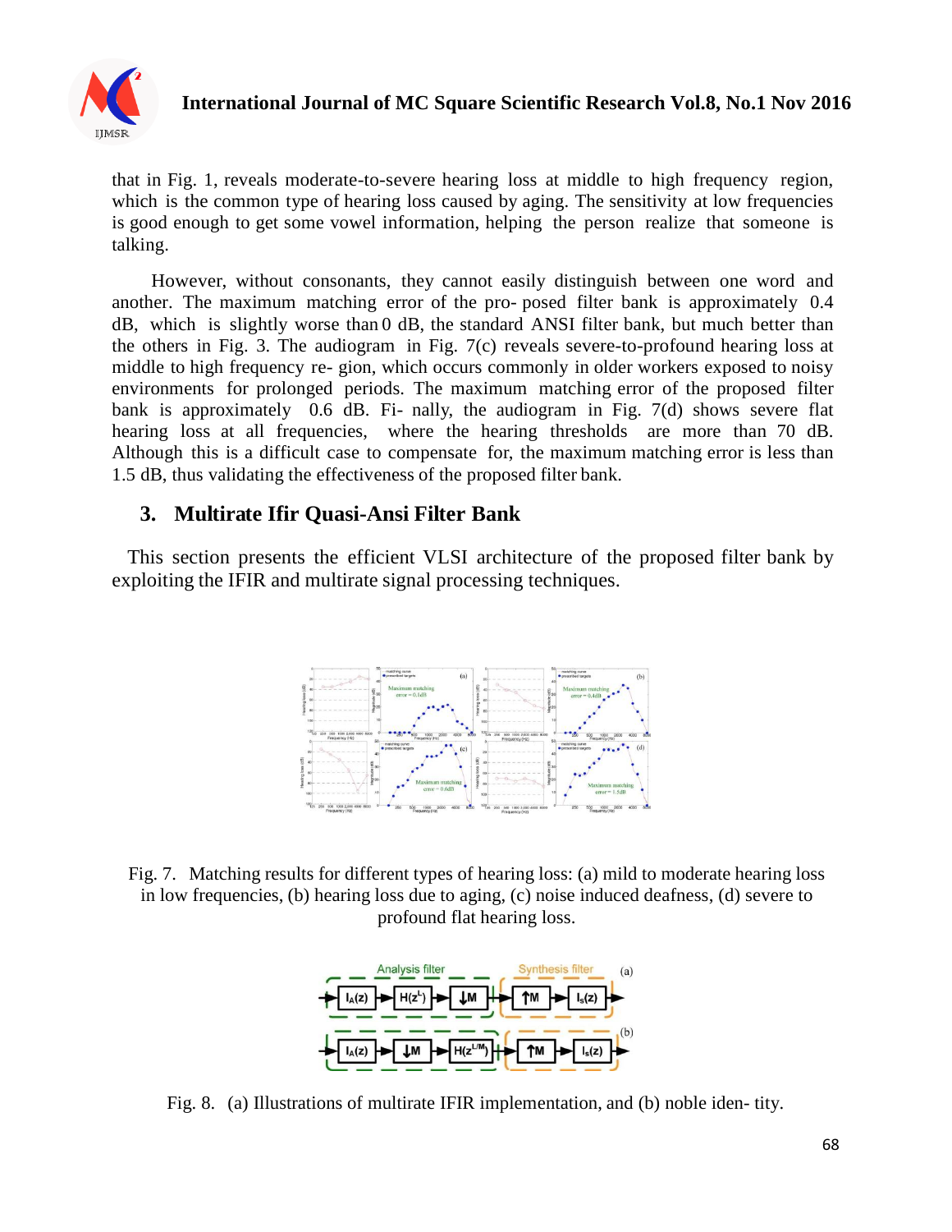that in Fig. 1, reveals moderate-to-severe hearing loss at middle to high frequency region, which is the common type of hearing loss caused by aging. The sensitivity at low frequencies is good enough to get some vowel information, helping the person realize that someone is talking.

However, without consonants, they cannot easily distinguish between one word and another. The maximum matching error of the pro- posed filter bank is approximately 0.4 dB, which is slightly worse than 0 dB, the standard ANSI filter bank, but much better than the others in Fig. 3. The audiogram in Fig. 7(c) reveals severe-to-profound hearing loss at middle to high frequency re- gion, which occurs commonly in older workers exposed to noisy environments for prolonged periods. The maximum matching error of the proposed filter bank is approximately 0.6 dB. Fi- nally, the audiogram in Fig. 7(d) shows severe flat hearing loss at all frequencies, where the hearing thresholds are more than 70 dB. Although this is a difficult case to compensate for, the maximum matching error is less than 1.5 dB, thus validating the effectiveness of the proposed filter bank.

## 3. Multirate Ifir Quasi-Ansi Filter Bank

This section presents the efficient VLSI architecture of the proposed filter bank by exploiting the IFIR and multirate signal processing techniques.

Fig. 7. Matching results for different types of hearing loss: (a) mild to moderate hearing loss in low frequencies, (b) hearing loss due to aging, (c) noise induced deafness, (d) severe to profound flat hearing loss.

Fig. 8. (a) Illustrations of multirate IFIR implementation, and (b) noble iden- tity.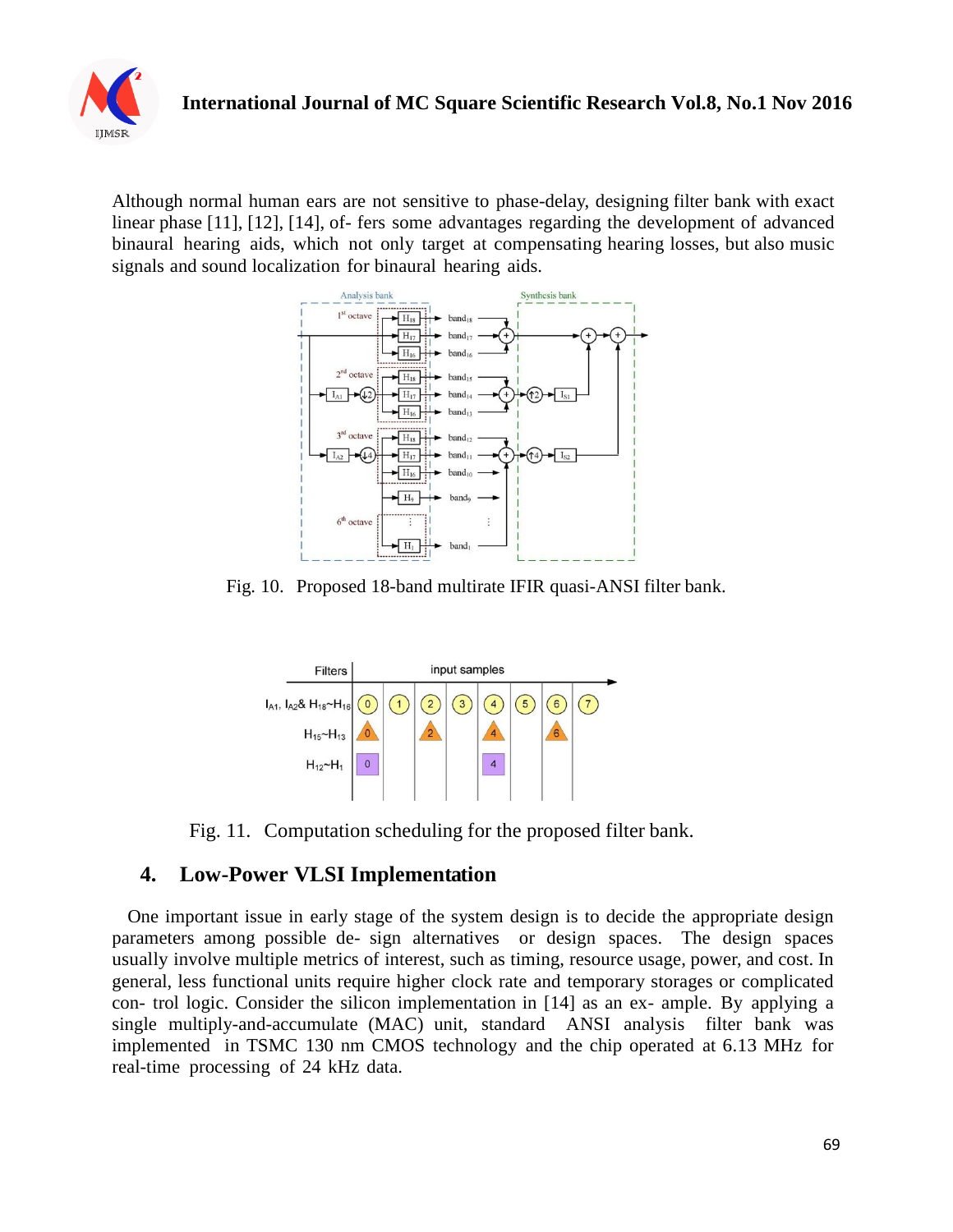Although normal human ears are not sensitive to phase-delay, designing filter bank with exact linear phase [11], [12], [14], of- fers some advantages regarding the development of advanced binaural hearing aids, which not only target at compensating hearing losses, but also music signals and sound localization for binaural hearing aids.

Fig. 10. Proposed 18-band multirate IFIR quasi-ANSI filter bank.

Fig. 11. Computation scheduling for the proposed filter bank.

## 4. Low-Power VLSI Implementation

One important issue in early stage of the system design is to decide the appropriate design parameters among possible de- sign alternatives or design spaces. The design spaces usually involve multiple metrics of interest, such as timing, resource usage, power, and cost. In general, less functional units require higher clock rate and temporary storages or complicated con- trol logic. Consider the silicon implementation in [14] as an ex- ample. By applying a single multiply-and-accumulate (MAC) unit, standard ANSI analysis filter bank was implemented in TSMC 130 nm CMOS technology and the chip operated at 6.13 MHz for real-time processing of 24 kHz data.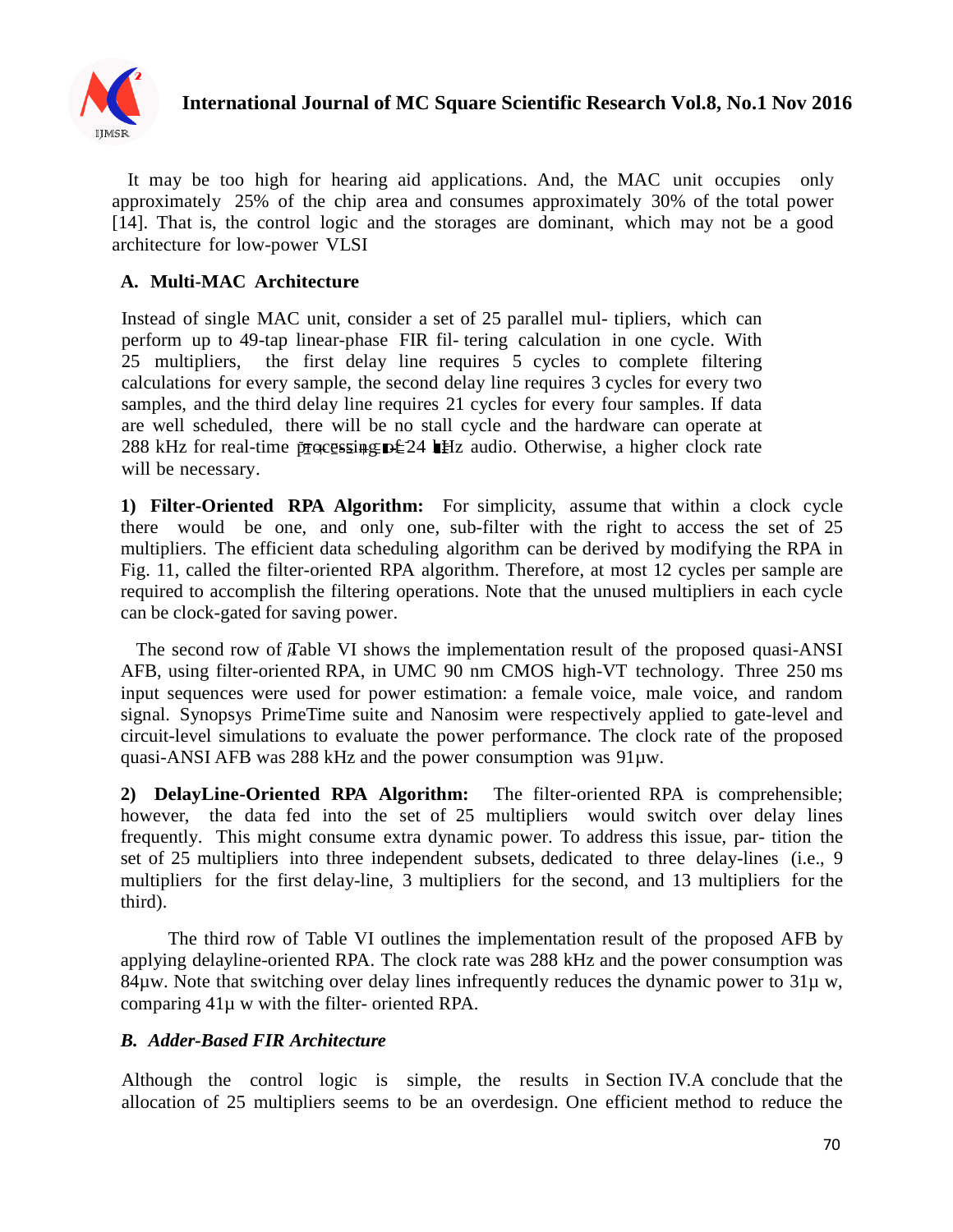It may be too high for hearing aid applications. And, the MAC unit occupies only approximately 25% of the chip area and consumes approximately 30% of the total power [14]. That is, the control logic and the storages are dominant, which may not be a good architecture for low-power VLSI

### A. Multi-MAC Architecture

Instead of single MAC unit, consider a set of 25 parallel mul- tipliers, which can perform up to 49-tap linear-phase FIR fil- tering calculation in one cycle. With 25 multipliers, the first delay line requires 5 cycles to complete filtering calculations for every sample, the second delay line requires 3 cycles for every two samples, and the third delay line requires 21 cycles for every four samples. If data are well scheduled, there will be no stall cycle and the hardware can operate at 288 kHz for real-time processing of 24 kHz audio. Otherwise, a higher clock rate will be necessary.

**1) Filter-Oriented RPA Algorithm:** For simplicity, assume that within a clock cycle there would be one, and only one, sub-filter with the right to access the set of 25 multipliers. The efficient data scheduling algorithm can be derived by modifying the RPA in Fig. 11, called the filter-oriented RPA algorithm. Therefore, at most 12 cycles per sample are required to accomplish the filtering operations. Note that the unused multipliers in each cycle can be clock-gated for saving power.

The second row of Table VI shows the implementation result of the proposed quasi-ANSI AFB, using filter-oriented RPA, in UMC 90 nm CMOS high-VT technology. Three 250 ms input sequences were used for power estimation: a female voice, male voice, and random signal. Synopsys PrimeTime suite and Nanosim were respectively applied to gate-level and circuit-level simulations to evaluate the power performance. The clock rate of the proposed quasi-ANSI AFB was 288 kHz and the power consumption was 91µw.

**2) DelayLine-Oriented RPA Algorithm:** The filter-oriented RPA is comprehensible; however, the data fed into the set of 25 multipliers would switch over delay lines frequently. This might consume extra dynamic power. To address this issue, par- tition the set of 25 multipliers into three independent subsets, dedicated to three delay-lines (i.e., 9 multipliers for the first delay-line, 3 multipliers for the second, and 13 multipliers for the third).

The third row of Table VI outlines the implementation result of the proposed AFB by applying delayline-oriented RPA. The clock rate was 288 kHz and the power consumption was 84µw. Note that switching over delay lines infrequently reduces the dynamic power to 31µ w, comparing 41µ w with the filter- oriented RPA.

### *B. Adder-Based FIR Architecture*

Although the control logic is simple, the results in Section IV.A conclude that the allocation of 25 multipliers seems to be an overdesign. One efficient method to reduce the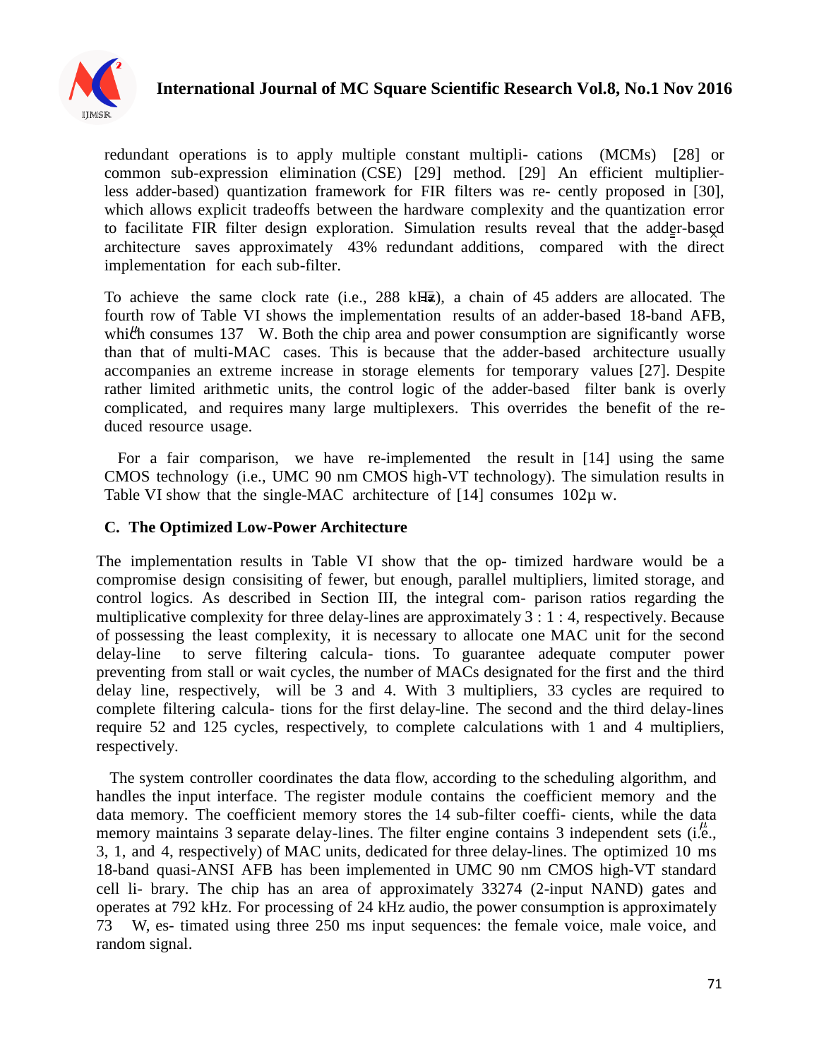redundant operations is to apply multiple constant multipli- cations (MCMs) [28] or common sub-expression elimination (CSE) [29] method. [29] An efficient multiplier-less adder-based) quantization framework for FIR filters was re- cently proposed in [30], which allows explicit tradeoffs between the hardware complexity and the quantization error to facilitate FIR filter design exploration. Simulation results reveal that the adder-based architecture saves approximately 43% redundant additions, compared with the direct implementation for each sub-filter.

To achieve the same clock rate (i.e., 288 kHz), a chain of 45 adders are allocated. The fourth row of Table VI shows the implementation results of an adder-based 18-band AFB, which consumes 137 μW. Both the chip area and power consumption are significantly worse than that of multi-MAC cases. This is because that the adder-based architecture usually accompanies an extreme increase in storage elements for temporary values [27]. Despite rather limited arithmetic units, the control logic of the adder-based filter bank is overly complicated, and requires many large multiplexers. This overrides the benefit of the re- duced resource usage.

For a fair comparison, we have re-implemented the result in [14] using the same CMOS technology (i.e., UMC 90 nm CMOS high-VT technology). The simulation results in Table VI show that the single-MAC architecture of [14] consumes 102μ w.

### C. The Optimized Low-Power Architecture

The implementation results in Table VI show that the op- timized hardware would be a compromise design consisiting of fewer, but enough, parallel multipliers, limited storage, and control logics. As described in Section III, the integral com- parison ratios regarding the multiplicative complexity for three delay-lines are approximately 3 : 1 : 4, respectively. Because of possessing the least complexity, it is necessary to allocate one MAC unit for the second delay-line to serve filtering calcula- tions. To guarantee adequate computer power preventing from stall or wait cycles, the number of MACs designated for the first and the third delay line, respectively, will be 3 and 4. With 3 multipliers, 33 cycles are required to complete filtering calcula- tions for the first delay-line. The second and the third delay-lines require 52 and 125 cycles, respectively, to complete calculations with 1 and 4 multipliers, respectively.

The system controller coordinates the data flow, according to the scheduling algorithm, and handles the input interface. The register module contains the coefficient memory and the data memory. The coefficient memory stores the 14 sub-filter coeffi- cients, while the data memory maintains 3 separate delay-lines. The filter engine contains 3 independent sets (i.e., 3, 1, and 4, respectively) of MAC units, dedicated for three delay-lines. The optimized 10 ms 18-band quasi-ANSI AFB has been implemented in UMC 90 nm CMOS high-VT standard cell li- brary. The chip has an area of approximately 33274 (2-input NAND) gates and operates at 792 kHz. For processing of 24 kHz audio, the power consumption is approximately 73 μW, es- timated using three 250 ms input sequences: the female voice, male voice, and random signal.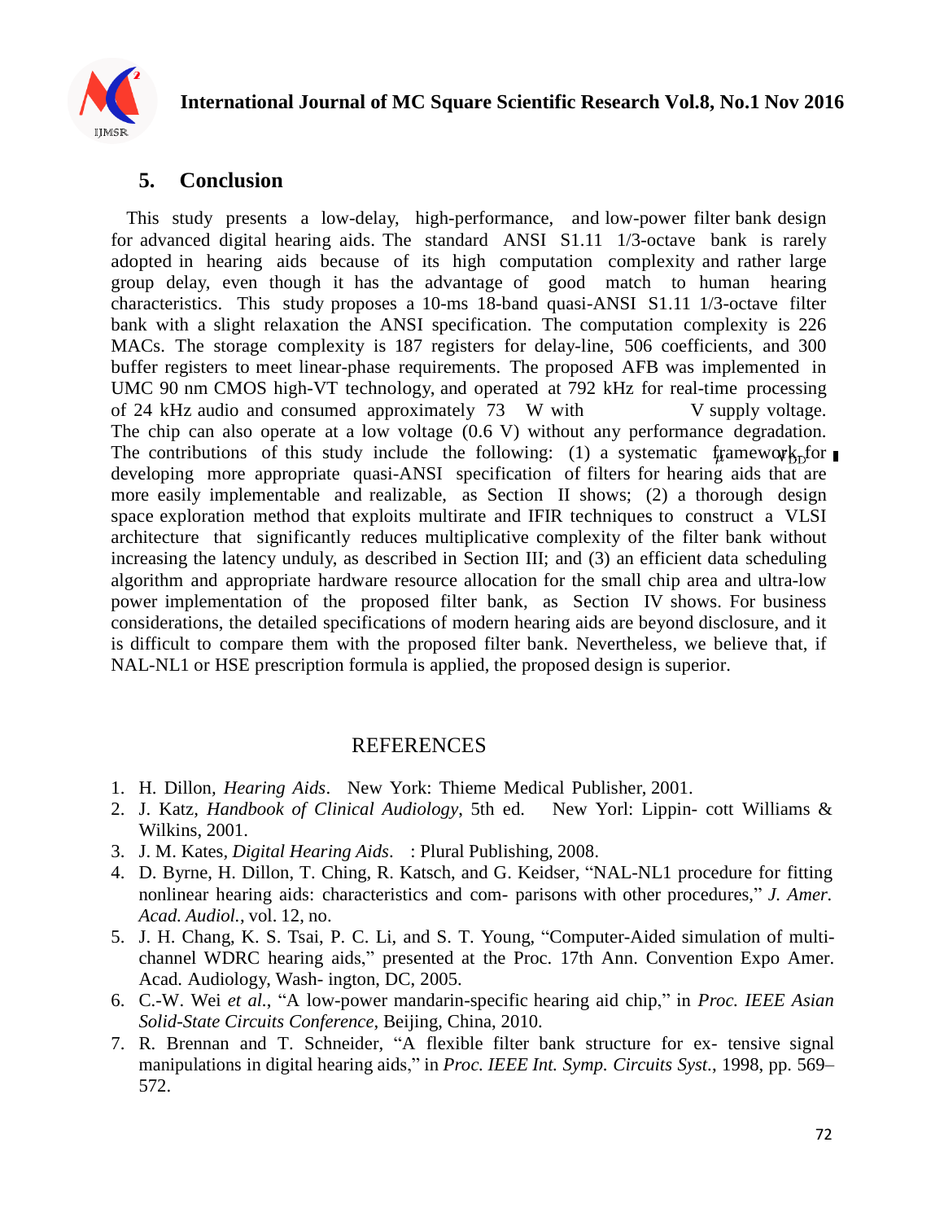## 5. Conclusion

This study presents a low-delay, high-performance, and low-power filter bank design for advanced digital hearing aids. The standard ANSI S1.11 1/3-octave bank is rarely adopted in hearing aids because of its high computation complexity and rather large group delay, even though it has the advantage of good match to human hearing characteristics. This study proposes a 10-ms 18-band quasi-ANSI S1.11 1/3-octave filter bank with a slight relaxation the ANSI specification. The computation complexity is 226 MACs. The storage complexity is 187 registers for delay-line, 506 coefficients, and 300 buffer registers to meet linear-phase requirements. The proposed AFB was implemented in UMC 90 nm CMOS high-VT technology, and operated at 792 kHz for real-time processing of 24 kHz audio and consumed approximately 73 $\mu$W with $V_{DD}$ V supply voltage. The chip can also operate at a low voltage (0.6 V) without any performance degradation. The contributions of this study include the following: (1) a systematic framework for developing more appropriate quasi-ANSI specification of filters for hearing aids that are more easily implementable and realizable, as Section II shows; (2) a thorough design space exploration method that exploits multirate and IFIR techniques to construct a VLSI architecture that significantly reduces multiplicative complexity of the filter bank without increasing the latency unduly, as described in Section III; and (3) an efficient data scheduling algorithm and appropriate hardware resource allocation for the small chip area and ultra-low power implementation of the proposed filter bank, as Section IV shows. For business considerations, the detailed specifications of modern hearing aids are beyond disclosure, and it is difficult to compare them with the proposed filter bank. Nevertheless, we believe that, if NAL-NL1 or HSE prescription formula is applied, the proposed design is superior.

## REFERENCES

1. H. Dillon, *Hearing Aids*. New York: Thieme Medical Publisher, 2001.
2. J. Katz, *Handbook of Clinical Audiology*, 5th ed. New Yorl: Lippin- cott Williams & Wilkins, 2001.
3. J. M. Kates, *Digital Hearing Aids*. : Plural Publishing, 2008.
4. D. Byrne, H. Dillon, T. Ching, R. Katsch, and G. Keidser, "NAL-NL1 procedure for fitting nonlinear hearing aids: characteristics and com- parisons with other procedures," *J. Amer. Acad. Audiol.*, vol. 12, no.
5. J. H. Chang, K. S. Tsai, P. C. Li, and S. T. Young, "Computer-Aided simulation of multi-channel WDRC hearing aids," presented at the Proc. 17th Ann. Convention Expo Amer. Acad. Audiology, Wash- ington, DC, 2005.
6. C.-W. Wei *et al.*, "A low-power mandarin-specific hearing aid chip," in *Proc. IEEE Asian Solid-State Circuits Conference*, Beijing, China, 2010.
7. R. Brennan and T. Schneider, "A flexible filter bank structure for ex- tensive signal manipulations in digital hearing aids," in *Proc. IEEE Int. Symp. Circuits Syst.*, 1998, pp. 569–572.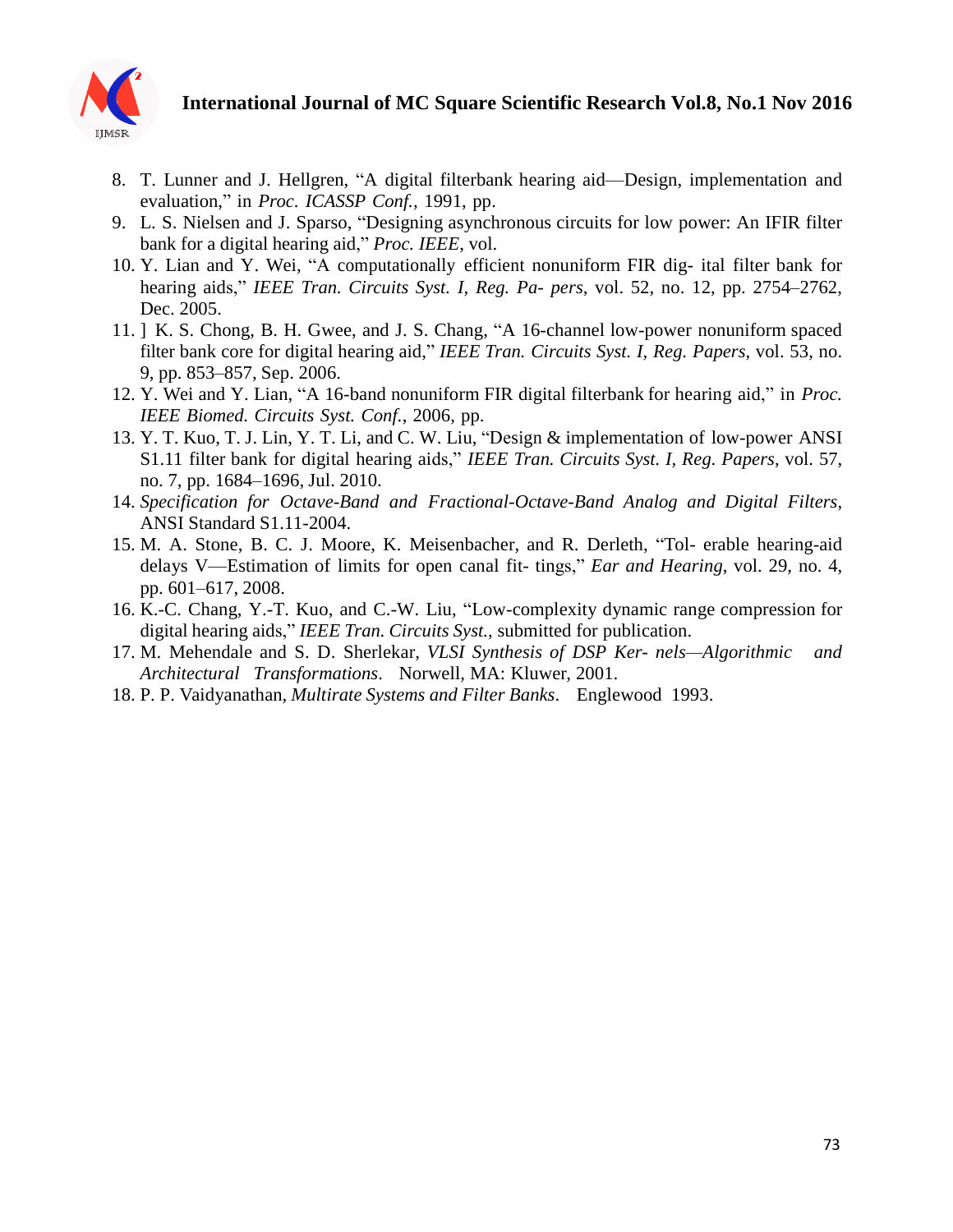8. T. Lunner and J. Hellgren, “A digital filterbank hearing aid—Design, implementation and evaluation,” in *Proc. ICASSP Conf.*, 1991, pp.
9. L. S. Nielsen and J. Sparso, “Designing asynchronous circuits for low power: An IFIR filter bank for a digital hearing aid,” *Proc. IEEE*, vol.
10. Y. Lian and Y. Wei, “A computationally efficient nonuniform FIR dig- ital filter bank for hearing aids,” *IEEE Tran. Circuits Syst. I, Reg. Pa- pers*, vol. 52, no. 12, pp. 2754–2762, Dec. 2005.
11. ] K. S. Chong, B. H. Gwee, and J. S. Chang, “A 16-channel low-power nonuniform spaced filter bank core for digital hearing aid,” *IEEE Tran. Circuits Syst. I, Reg. Papers*, vol. 53, no. 9, pp. 853–857, Sep. 2006.
12. Y. Wei and Y. Lian, “A 16-band nonuniform FIR digital filterbank for hearing aid,” in *Proc. IEEE Biomed. Circuits Syst. Conf.*, 2006, pp.
13. Y. T. Kuo, T. J. Lin, Y. T. Li, and C. W. Liu, “Design & implementation of low-power ANSI S1.11 filter bank for digital hearing aids,” *IEEE Tran. Circuits Syst. I, Reg. Papers*, vol. 57, no. 7, pp. 1684–1696, Jul. 2010.
14. *Specification for Octave-Band and Fractional-Octave-Band Analog and Digital Filters*, ANSI Standard S1.11-2004.
15. M. A. Stone, B. C. J. Moore, K. Meisenbacher, and R. Derleth, “Tol- erable hearing-aid delays V—Estimation of limits for open canal fit- tings,” *Ear and Hearing*, vol. 29, no. 4, pp. 601–617, 2008.
16. K.-C. Chang, Y.-T. Kuo, and C.-W. Liu, “Low-complexity dynamic range compression for digital hearing aids,” *IEEE Tran. Circuits Syst.*, submitted for publication.
17. M. Mehendale and S. D. Sherlekar, *VLSI Synthesis of DSP Ker- nels—Algorithmic and Architectural Transformations*. Norwell, MA: Kluwer, 2001.
18. P. P. Vaidyanathan, *Multirate Systems and Filter Banks*. Englewood 1993.